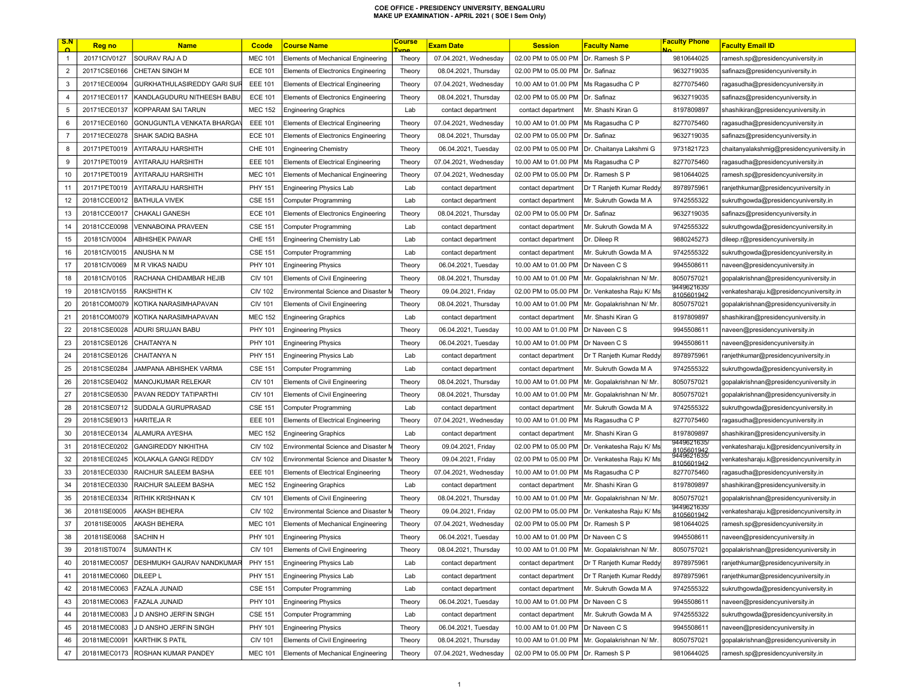**COE OFFICE - PRESIDENCY UNIVERSITY, BENGALURU**
**MAKE UP EXAMINATION - APRIL 2021 ( SOE I Sem Only)**

| S.NO | Reg no | Name | Ccode | Course Name | Course Type | Exam Date | Session | Faculty Name | Faculty Phone No | Faculty Email ID |
|---|---|---|---|---|---|---|---|---|---|---|
| 1 | 20171CIV0127 | SOURAV RAJ A D | MEC 101 | Elements of Mechanical Engineering | Theory | 07.04.2021, Wednesday | 02.00 PM to 05.00 PM | Dr. Ramesh S P | 9810644025 | ramesh.sp@presidencyuniversity.in |
| 2 | 20171CSE0166 | CHETAN SINGH M | ECE 101 | Elements of Electronics Engineering | Theory | 08.04.2021, Thursday | 02.00 PM to 05.00 PM | Dr. Safinaz | 9632719035 | safinazs@presidencyuniversity.in |
| 3 | 20171ECE0094 | GURKHATHULASIREDDY GARI SUR | EEE 101 | Elements of Electrical Engineering | Theory | 07.04.2021, Wednesday | 10.00 AM to 01.00 PM | Ms Ragasudha C P | 8277075460 | ragasudha@presidencyuniversity.in |
| 4 | 20171ECE0117 | KANDLAGUDURU NITHEESH BABU | ECE 101 | Elements of Electronics Engineering | Theory | 08.04.2021, Thursday | 02.00 PM to 05.00 PM | Dr. Safinaz | 9632719035 | safinazs@presidencyuniversity.in |
| 5 | 20171ECE0137 | KOPPARAM SAI TARUN | MEC 152 | Engineering Graphics | Lab | contact department | contact department | Mr. Shashi Kiran G | 8197809897 | shashikiran@presidencyuniversity.in |
| 6 | 20171ECE0160 | GONUGUNTLA VENKATA BHARGAV | EEE 101 | Elements of Electrical Engineering | Theory | 07.04.2021, Wednesday | 10.00 AM to 01.00 PM | Ms Ragasudha C P | 8277075460 | ragasudha@presidencyuniversity.in |
| 7 | 20171ECE0278 | SHAIK SADIQ BASHA | ECE 101 | Elements of Electronics Engineering | Theory | 08.04.2021, Thursday | 02.00 PM to 05.00 PM | Dr. Safinaz | 9632719035 | safinazs@presidencyuniversity.in |
| 8 | 20171PET0019 | AYITARAJU HARSHITH | CHE 101 | Engineering Chemistry | Theory | 06.04.2021, Tuesday | 02.00 PM to 05.00 PM | Dr. Chaitanya Lakshmi G | 9731821723 | chaitanyalakshmig@presidencyuniversity.in |
| 9 | 20171PET0019 | AYITARAJU HARSHITH | EEE 101 | Elements of Electrical Engineering | Theory | 07.04.2021, Wednesday | 10.00 AM to 01.00 PM | Ms Ragasudha C P | 8277075460 | ragasudha@presidencyuniversity.in |
| 10 | 20171PET0019 | AYITARAJU HARSHITH | MEC 101 | Elements of Mechanical Engineering | Theory | 07.04.2021, Wednesday | 02.00 PM to 05.00 PM | Dr. Ramesh S P | 9810644025 | ramesh.sp@presidencyuniversity.in |
| 11 | 20171PET0019 | AYITARAJU HARSHITH | PHY 151 | Engineering Physics Lab | Lab | contact department | contact department | Dr T Ranjeth Kumar Reddy | 8978975961 | ranjethkumar@presidencyuniversity.in |
| 12 | 20181CCE0012 | BATHULA VIVEK | CSE 151 | Computer Programming | Lab | contact department | contact department | Mr. Sukruth Gowda M A | 9742555322 | sukruthgowda@presidencyuniversity.in |
| 13 | 20181CCE0017 | CHAKALI GANESH | ECE 101 | Elements of Electronics Engineering | Theory | 08.04.2021, Thursday | 02.00 PM to 05.00 PM | Dr. Safinaz | 9632719035 | safinazs@presidencyuniversity.in |
| 14 | 20181CCE0098 | VENNABOINA PRAVEEN | CSE 151 | Computer Programming | Lab | contact department | contact department | Mr. Sukruth Gowda M A | 9742555322 | sukruthgowda@presidencyuniversity.in |
| 15 | 20181CIV0004 | ABHISHEK PAWAR | CHE 151 | Engineering Chemistry Lab | Lab | contact department | contact department | Dr. Dileep R | 9880245273 | dileep.r@presidencyuniversity.in |
| 16 | 20181CIV0015 | ANUSHA N M | CSE 151 | Computer Programming | Lab | contact department | contact department | Mr. Sukruth Gowda M A | 9742555322 | sukruthgowda@presidencyuniversity.in |
| 17 | 20181CIV0069 | M R VIKAS NAIDU | PHY 101 | Engineering Physics | Theory | 06.04.2021, Tuesday | 10.00 AM to 01.00 PM | Dr Naveen C S | 9945508611 | naveen@presidencyuniversity.in |
| 18 | 20181CIV0105 | RACHANA CHIDAMBAR HEJIB | CIV 101 | Elements of Civil Engineering | Theory | 08.04.2021, Thursday | 10.00 AM to 01.00 PM | Mr. Gopalakrishnan N/ Mr. | 8050757021 | gopalakrishnan@presidencyuniversity.in |
| 19 | 20181CIV0155 | RAKSHITH K | CIV 102 | Environmental Science and Disaster M | Theory | 09.04.2021, Friday | 02.00 PM to 05.00 PM | Dr. Venkatesha Raju K/ Ms | 9449621635/ 8105601942 | venkatesharaju.k@presidencyuniversity.in |
| 20 | 20181COM0079 | KOTIKA NARASIMHAPAVAN | CIV 101 | Elements of Civil Engineering | Theory | 08.04.2021, Thursday | 10.00 AM to 01.00 PM | Mr. Gopalakrishnan N/ Mr. | 8050757021 | gopalakrishnan@presidencyuniversity.in |
| 21 | 20181COM0079 | KOTIKA NARASIMHAPAVAN | MEC 152 | Engineering Graphics | Lab | contact department | contact department | Mr. Shashi Kiran G | 8197809897 | shashikiran@presidencyuniversity.in |
| 22 | 20181CSE0028 | ADURI SRUJAN BABU | PHY 101 | Engineering Physics | Theory | 06.04.2021, Tuesday | 10.00 AM to 01.00 PM | Dr Naveen C S | 9945508611 | naveen@presidencyuniversity.in |
| 23 | 20181CSE0126 | CHAITANYA N | PHY 101 | Engineering Physics | Theory | 06.04.2021, Tuesday | 10.00 AM to 01.00 PM | Dr Naveen C S | 9945508611 | naveen@presidencyuniversity.in |
| 24 | 20181CSE0126 | CHAITANYA N | PHY 151 | Engineering Physics Lab | Lab | contact department | contact department | Dr T Ranjeth Kumar Reddy | 8978975961 | ranjethkumar@presidencyuniversity.in |
| 25 | 20181CSE0284 | JAMPANA ABHISHEK VARMA | CSE 151 | Computer Programming | Lab | contact department | contact department | Mr. Sukruth Gowda M A | 9742555322 | sukruthgowda@presidencyuniversity.in |
| 26 | 20181CSE0402 | MANOJKUMAR RELEKAR | CIV 101 | Elements of Civil Engineering | Theory | 08.04.2021, Thursday | 10.00 AM to 01.00 PM | Mr. Gopalakrishnan N/ Mr. | 8050757021 | gopalakrishnan@presidencyuniversity.in |
| 27 | 20181CSE0530 | PAVAN REDDY TATIPARTHI | CIV 101 | Elements of Civil Engineering | Theory | 08.04.2021, Thursday | 10.00 AM to 01.00 PM | Mr. Gopalakrishnan N/ Mr. | 8050757021 | gopalakrishnan@presidencyuniversity.in |
| 28 | 20181CSE0712 | SUDDALA GURUPRASAD | CSE 151 | Computer Programming | Lab | contact department | contact department | Mr. Sukruth Gowda M A | 9742555322 | sukruthgowda@presidencyuniversity.in |
| 29 | 20181CSE9013 | HARITEJA R | EEE 101 | Elements of Electrical Engineering | Theory | 07.04.2021, Wednesday | 10.00 AM to 01.00 PM | Ms Ragasudha C P | 8277075460 | ragasudha@presidencyuniversity.in |
| 30 | 20181ECE0134 | ALAMURA AYESHA | MEC 152 | Engineering Graphics | Lab | contact department | contact department | Mr. Shashi Kiran G | 8197809897 | shashikiran@presidencyuniversity.in |
| 31 | 20181ECE0202 | GANGIREDDY NIKHITHA | CIV 102 | Environmental Science and Disaster M | Theory | 09.04.2021, Friday | 02.00 PM to 05.00 PM | Dr. Venkatesha Raju K/ Ms | 9449621635/ 8105601942 | venkatesharaju.k@presidencyuniversity.in |
| 32 | 20181ECE0245 | KOLAKALA GANGI REDDY | CIV 102 | Environmental Science and Disaster M | Theory | 09.04.2021, Friday | 02.00 PM to 05.00 PM | Dr. Venkatesha Raju K/ Ms | 9449621635/ 8105601942 | venkatesharaju.k@presidencyuniversity.in |
| 33 | 20181ECE0330 | RAICHUR SALEEM BASHA | EEE 101 | Elements of Electrical Engineering | Theory | 07.04.2021, Wednesday | 10.00 AM to 01.00 PM | Ms Ragasudha C P | 8277075460 | ragasudha@presidencyuniversity.in |
| 34 | 20181ECE0330 | RAICHUR SALEEM BASHA | MEC 152 | Engineering Graphics | Lab | contact department | contact department | Mr. Shashi Kiran G | 8197809897 | shashikiran@presidencyuniversity.in |
| 35 | 20181ECE0334 | RITHIK KRISHNAN K | CIV 101 | Elements of Civil Engineering | Theory | 08.04.2021, Thursday | 10.00 AM to 01.00 PM | Mr. Gopalakrishnan N/ Mr. | 8050757021 | gopalakrishnan@presidencyuniversity.in |
| 36 | 20181ISE0005 | AKASH BEHERA | CIV 102 | Environmental Science and Disaster M | Theory | 09.04.2021, Friday | 02.00 PM to 05.00 PM | Dr. Venkatesha Raju K/ Ms | 9449621635/ 8105601942 | venkatesharaju.k@presidencyuniversity.in |
| 37 | 20181ISE0005 | AKASH BEHERA | MEC 101 | Elements of Mechanical Engineering | Theory | 07.04.2021, Wednesday | 02.00 PM to 05.00 PM | Dr. Ramesh S P | 9810644025 | ramesh.sp@presidencyuniversity.in |
| 38 | 20181ISE0068 | SACHIN H | PHY 101 | Engineering Physics | Theory | 06.04.2021, Tuesday | 10.00 AM to 01.00 PM | Dr Naveen C S | 9945508611 | naveen@presidencyuniversity.in |
| 39 | 20181IST0074 | SUMANTH K | CIV 101 | Elements of Civil Engineering | Theory | 08.04.2021, Thursday | 10.00 AM to 01.00 PM | Mr. Gopalakrishnan N/ Mr. | 8050757021 | gopalakrishnan@presidencyuniversity.in |
| 40 | 20181MEC0057 | DESHMUKH GAURAV NANDKUMAR | PHY 151 | Engineering Physics Lab | Lab | contact department | contact department | Dr T Ranjeth Kumar Reddy | 8978975961 | ranjethkumar@presidencyuniversity.in |
| 41 | 20181MEC0060 | DILEEP L | PHY 151 | Engineering Physics Lab | Lab | contact department | contact department | Dr T Ranjeth Kumar Reddy | 8978975961 | ranjethkumar@presidencyuniversity.in |
| 42 | 20181MEC0063 | FAZALA JUNAID | CSE 151 | Computer Programming | Lab | contact department | contact department | Mr. Sukruth Gowda M A | 9742555322 | sukruthgowda@presidencyuniversity.in |
| 43 | 20181MEC0063 | FAZALA JUNAID | PHY 101 | Engineering Physics | Theory | 06.04.2021, Tuesday | 10.00 AM to 01.00 PM | Dr Naveen C S | 9945508611 | naveen@presidencyuniversity.in |
| 44 | 20181MEC0083 | J D ANSHO JERFIN SINGH | CSE 151 | Computer Programming | Lab | contact department | contact department | Mr. Sukruth Gowda M A | 9742555322 | sukruthgowda@presidencyuniversity.in |
| 45 | 20181MEC0083 | J D ANSHO JERFIN SINGH | PHY 101 | Engineering Physics | Theory | 06.04.2021, Tuesday | 10.00 AM to 01.00 PM | Dr Naveen C S | 9945508611 | naveen@presidencyuniversity.in |
| 46 | 20181MEC0091 | KARTHIK S PATIL | CIV 101 | Elements of Civil Engineering | Theory | 08.04.2021, Thursday | 10.00 AM to 01.00 PM | Mr. Gopalakrishnan N/ Mr. | 8050757021 | gopalakrishnan@presidencyuniversity.in |
| 47 | 20181MEC0173 | ROSHAN KUMAR PANDEY | MEC 101 | Elements of Mechanical Engineering | Theory | 07.04.2021, Wednesday | 02.00 PM to 05.00 PM | Dr. Ramesh S P | 9810644025 | ramesh.sp@presidencyuniversity.in |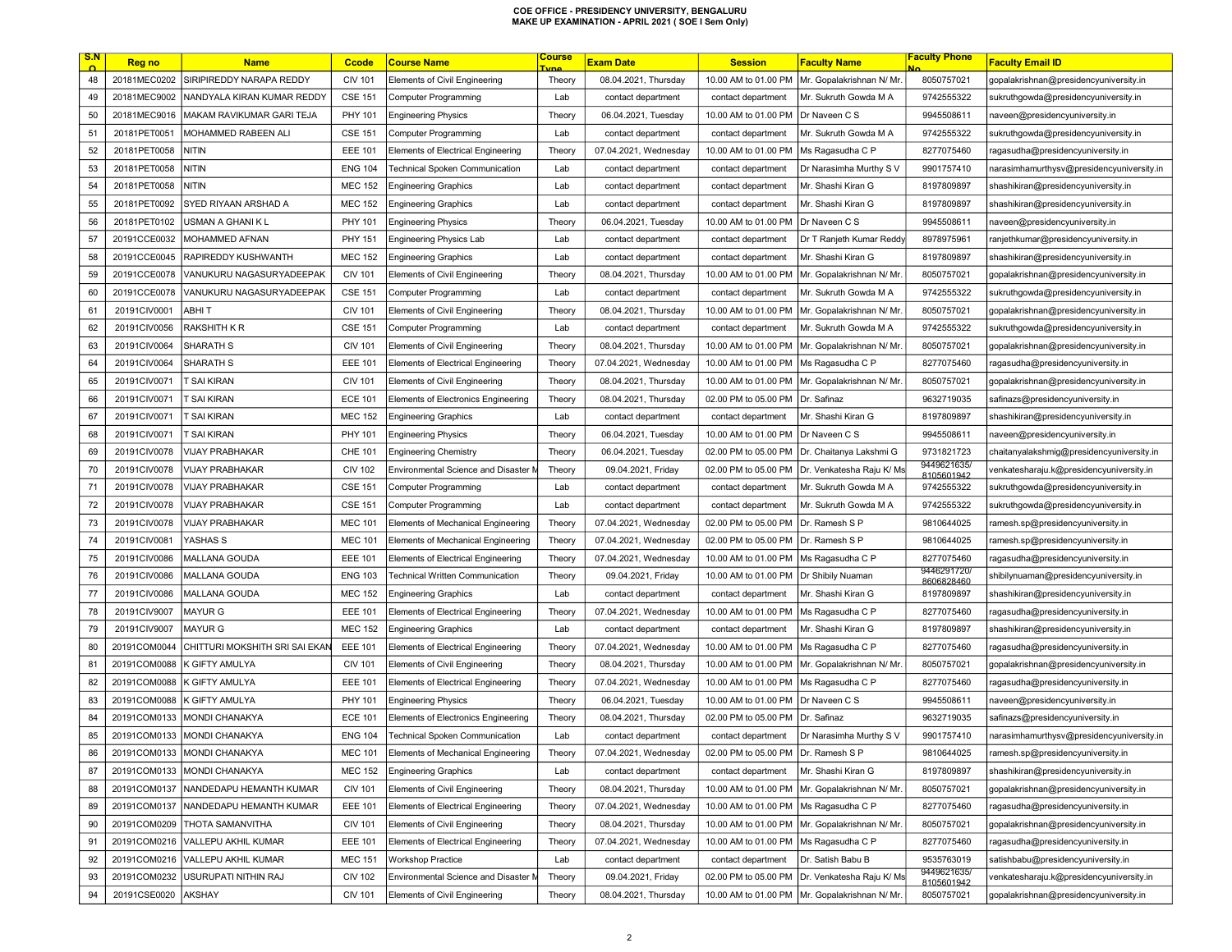**COE OFFICE - PRESIDENCY UNIVERSITY, BENGALURU**
**MAKE UP EXAMINATION - APRIL 2021 ( SOE I Sem Only)**

| S.NO | Reg no | Name | Ccode | Course Name | Course Type | Exam Date | Session | Faculty Name | Faculty Phone No | Faculty Email ID |
|---|---|---|---|---|---|---|---|---|---|---|
| 48 | 20181MEC0202 | SIRIPIREDDY NARAPA REDDY | CIV 101 | Elements of Civil Engineering | Theory | 08.04.2021, Thursday | 10.00 AM to 01.00 PM | Mr. Gopalakrishnan N/ Mr. | 8050757021 | gopalakrishnan@presidencyuniversity.in |
| 49 | 20181MEC9002 | NANDYALA KIRAN KUMAR REDDY | CSE 151 | Computer Programming | Lab | contact department | contact department | Mr. Sukruth Gowda M A | 9742555322 | sukruthgowda@presidencyuniversity.in |
| 50 | 20181MEC9016 | MAKAM RAVIKUMAR GARI TEJA | PHY 101 | Engineering Physics | Theory | 06.04.2021, Tuesday | 10.00 AM to 01.00 PM | Dr Naveen C S | 9945508611 | naveen@presidencyuniversity.in |
| 51 | 20181PET0051 | MOHAMMED RABEEN ALI | CSE 151 | Computer Programming | Lab | contact department | contact department | Mr. Sukruth Gowda M A | 9742555322 | sukruthgowda@presidencyuniversity.in |
| 52 | 20181PET0058 | NITIN | EEE 101 | Elements of Electrical Engineering | Theory | 07.04.2021, Wednesday | 10.00 AM to 01.00 PM | Ms Ragasudha C P | 8277075460 | ragasudha@presidencyuniversity.in |
| 53 | 20181PET0058 | NITIN | ENG 104 | Technical Spoken Communication | Lab | contact department | contact department | Dr Narasimha Murthy S V | 9901757410 | narasimhamurthysv@presidencyuniversity.in |
| 54 | 20181PET0058 | NITIN | MEC 152 | Engineering Graphics | Lab | contact department | contact department | Mr. Shashi Kiran G | 8197809897 | shashikiran@presidencyuniversity.in |
| 55 | 20181PET0092 | SYED RIYAAN ARSHAD A | MEC 152 | Engineering Graphics | Lab | contact department | contact department | Mr. Shashi Kiran G | 8197809897 | shashikiran@presidencyuniversity.in |
| 56 | 20181PET0102 | USMAN A GHANI K L | PHY 101 | Engineering Physics | Theory | 06.04.2021, Tuesday | 10.00 AM to 01.00 PM | Dr Naveen C S | 9945508611 | naveen@presidencyuniversity.in |
| 57 | 20191CCE0032 | MOHAMMED AFNAN | PHY 151 | Engineering Physics Lab | Lab | contact department | contact department | Dr T Ranjeth Kumar Reddy | 8978975961 | ranjethkumar@presidencyuniversity.in |
| 58 | 20191CCE0045 | RAPIREDDY KUSHWANTH | MEC 152 | Engineering Graphics | Lab | contact department | contact department | Mr. Shashi Kiran G | 8197809897 | shashikiran@presidencyuniversity.in |
| 59 | 20191CCE0078 | VANUKURU NAGASURYADEEPAK | CIV 101 | Elements of Civil Engineering | Theory | 08.04.2021, Thursday | 10.00 AM to 01.00 PM | Mr. Gopalakrishnan N/ Mr. | 8050757021 | gopalakrishnan@presidencyuniversity.in |
| 60 | 20191CCE0078 | VANUKURU NAGASURYADEEPAK | CSE 151 | Computer Programming | Lab | contact department | contact department | Mr. Sukruth Gowda M A | 9742555322 | sukruthgowda@presidencyuniversity.in |
| 61 | 20191CIV0001 | ABHI T | CIV 101 | Elements of Civil Engineering | Theory | 08.04.2021, Thursday | 10.00 AM to 01.00 PM | Mr. Gopalakrishnan N/ Mr. | 8050757021 | gopalakrishnan@presidencyuniversity.in |
| 62 | 20191CIV0056 | RAKSHITH K R | CSE 151 | Computer Programming | Lab | contact department | contact department | Mr. Sukruth Gowda M A | 9742555322 | sukruthgowda@presidencyuniversity.in |
| 63 | 20191CIV0064 | SHARATH S | CIV 101 | Elements of Civil Engineering | Theory | 08.04.2021, Thursday | 10.00 AM to 01.00 PM | Mr. Gopalakrishnan N/ Mr. | 8050757021 | gopalakrishnan@presidencyuniversity.in |
| 64 | 20191CIV0064 | SHARATH S | EEE 101 | Elements of Electrical Engineering | Theory | 07.04.2021, Wednesday | 10.00 AM to 01.00 PM | Ms Ragasudha C P | 8277075460 | ragasudha@presidencyuniversity.in |
| 65 | 20191CIV0071 | T SAI KIRAN | CIV 101 | Elements of Civil Engineering | Theory | 08.04.2021, Thursday | 10.00 AM to 01.00 PM | Mr. Gopalakrishnan N/ Mr. | 8050757021 | gopalakrishnan@presidencyuniversity.in |
| 66 | 20191CIV0071 | T SAI KIRAN | ECE 101 | Elements of Electronics Engineering | Theory | 08.04.2021, Thursday | 02.00 PM to 05.00 PM | Dr. Safinaz | 9632719035 | safinazs@presidencyuniversity.in |
| 67 | 20191CIV0071 | T SAI KIRAN | MEC 152 | Engineering Graphics | Lab | contact department | contact department | Mr. Shashi Kiran G | 8197809897 | shashikiran@presidencyuniversity.in |
| 68 | 20191CIV0071 | T SAI KIRAN | PHY 101 | Engineering Physics | Theory | 06.04.2021, Tuesday | 10.00 AM to 01.00 PM | Dr Naveen C S | 9945508611 | naveen@presidencyuniversity.in |
| 69 | 20191CIV0078 | VIJAY PRABHAKAR | CHE 101 | Engineering Chemistry | Theory | 06.04.2021, Tuesday | 02.00 PM to 05.00 PM | Dr. Chaitanya Lakshmi G | 9731821723 | chaitanyalakshmig@presidencyuniversity.in |
| 70 | 20191CIV0078 | VIJAY PRABHAKAR | CIV 102 | Environmental Science and Disaster M | Theory | 09.04.2021, Friday | 02.00 PM to 05.00 PM | Dr. Venkatesha Raju K/ Ms | 9449621635/ 8105601942 | venkatesharaju.k@presidencyuniversity.in |
| 71 | 20191CIV0078 | VIJAY PRABHAKAR | CSE 151 | Computer Programming | Lab | contact department | contact department | Mr. Sukruth Gowda M A | 9742555322 | sukruthgowda@presidencyuniversity.in |
| 72 | 20191CIV0078 | VIJAY PRABHAKAR | CSE 151 | Computer Programming | Lab | contact department | contact department | Mr. Sukruth Gowda M A | 9742555322 | sukruthgowda@presidencyuniversity.in |
| 73 | 20191CIV0078 | VIJAY PRABHAKAR | MEC 101 | Elements of Mechanical Engineering | Theory | 07.04.2021, Wednesday | 02.00 PM to 05.00 PM | Dr. Ramesh S P | 9810644025 | ramesh.sp@presidencyuniversity.in |
| 74 | 20191CIV0081 | YASHAS S | MEC 101 | Elements of Mechanical Engineering | Theory | 07.04.2021, Wednesday | 02.00 PM to 05.00 PM | Dr. Ramesh S P | 9810644025 | ramesh.sp@presidencyuniversity.in |
| 75 | 20191CIV0086 | MALLANA GOUDA | EEE 101 | Elements of Electrical Engineering | Theory | 07.04.2021, Wednesday | 10.00 AM to 01.00 PM | Ms Ragasudha C P | 8277075460 | ragasudha@presidencyuniversity.in |
| 76 | 20191CIV0086 | MALLANA GOUDA | ENG 103 | Technical Written Communication | Theory | 09.04.2021, Friday | 10.00 AM to 01.00 PM | Dr Shibily Nuaman | 9446291720/ 8606828460 | shibilynuaman@presidencyuniversity.in |
| 77 | 20191CIV0086 | MALLANA GOUDA | MEC 152 | Engineering Graphics | Lab | contact department | contact department | Mr. Shashi Kiran G | 8197809897 | shashikiran@presidencyuniversity.in |
| 78 | 20191CIV9007 | MAYUR G | EEE 101 | Elements of Electrical Engineering | Theory | 07.04.2021, Wednesday | 10.00 AM to 01.00 PM | Ms Ragasudha C P | 8277075460 | ragasudha@presidencyuniversity.in |
| 79 | 20191CIV9007 | MAYUR G | MEC 152 | Engineering Graphics | Lab | contact department | contact department | Mr. Shashi Kiran G | 8197809897 | shashikiran@presidencyuniversity.in |
| 80 | 20191COM0044 | CHITTURI MOKSHITH SRI SAI EKAN | EEE 101 | Elements of Electrical Engineering | Theory | 07.04.2021, Wednesday | 10.00 AM to 01.00 PM | Ms Ragasudha C P | 8277075460 | ragasudha@presidencyuniversity.in |
| 81 | 20191COM0088 | K GIFTY AMULYA | CIV 101 | Elements of Civil Engineering | Theory | 08.04.2021, Thursday | 10.00 AM to 01.00 PM | Mr. Gopalakrishnan N/ Mr. | 8050757021 | gopalakrishnan@presidencyuniversity.in |
| 82 | 20191COM0088 | K GIFTY AMULYA | EEE 101 | Elements of Electrical Engineering | Theory | 07.04.2021, Wednesday | 10.00 AM to 01.00 PM | Ms Ragasudha C P | 8277075460 | ragasudha@presidencyuniversity.in |
| 83 | 20191COM0088 | K GIFTY AMULYA | PHY 101 | Engineering Physics | Theory | 06.04.2021, Tuesday | 10.00 AM to 01.00 PM | Dr Naveen C S | 9945508611 | naveen@presidencyuniversity.in |
| 84 | 20191COM0133 | MONDI CHANAKYA | ECE 101 | Elements of Electronics Engineering | Theory | 08.04.2021, Thursday | 02.00 PM to 05.00 PM | Dr. Safinaz | 9632719035 | safinazs@presidencyuniversity.in |
| 85 | 20191COM0133 | MONDI CHANAKYA | ENG 104 | Technical Spoken Communication | Lab | contact department | contact department | Dr Narasimha Murthy S V | 9901757410 | narasimhamurthysv@presidencyuniversity.in |
| 86 | 20191COM0133 | MONDI CHANAKYA | MEC 101 | Elements of Mechanical Engineering | Theory | 07.04.2021, Wednesday | 02.00 PM to 05.00 PM | Dr. Ramesh S P | 9810644025 | ramesh.sp@presidencyuniversity.in |
| 87 | 20191COM0133 | MONDI CHANAKYA | MEC 152 | Engineering Graphics | Lab | contact department | contact department | Mr. Shashi Kiran G | 8197809897 | shashikiran@presidencyuniversity.in |
| 88 | 20191COM0137 | NANDEDAPU HEMANTH KUMAR | CIV 101 | Elements of Civil Engineering | Theory | 08.04.2021, Thursday | 10.00 AM to 01.00 PM | Mr. Gopalakrishnan N/ Mr. | 8050757021 | gopalakrishnan@presidencyuniversity.in |
| 89 | 20191COM0137 | NANDEDAPU HEMANTH KUMAR | EEE 101 | Elements of Electrical Engineering | Theory | 07.04.2021, Wednesday | 10.00 AM to 01.00 PM | Ms Ragasudha C P | 8277075460 | ragasudha@presidencyuniversity.in |
| 90 | 20191COM0209 | THOTA SAMANVITHA | CIV 101 | Elements of Civil Engineering | Theory | 08.04.2021, Thursday | 10.00 AM to 01.00 PM | Mr. Gopalakrishnan N/ Mr. | 8050757021 | gopalakrishnan@presidencyuniversity.in |
| 91 | 20191COM0216 | VALLEPU AKHIL KUMAR | EEE 101 | Elements of Electrical Engineering | Theory | 07.04.2021, Wednesday | 10.00 AM to 01.00 PM | Ms Ragasudha C P | 8277075460 | ragasudha@presidencyuniversity.in |
| 92 | 20191COM0216 | VALLEPU AKHIL KUMAR | MEC 151 | Workshop Practice | Lab | contact department | contact department | Dr. Satish Babu B | 9535763019 | satishbabu@presidencyuniversity.in |
| 93 | 20191COM0232 | USURUPATI NITHIN RAJ | CIV 102 | Environmental Science and Disaster M | Theory | 09.04.2021, Friday | 02.00 PM to 05.00 PM | Dr. Venkatesha Raju K/ Ms | 9449621635/ 8105601942 | venkatesharaju.k@presidencyuniversity.in |
| 94 | 20191CSE0020 | AKSHAY | CIV 101 | Elements of Civil Engineering | Theory | 08.04.2021, Thursday | 10.00 AM to 01.00 PM | Mr. Gopalakrishnan N/ Mr. | 8050757021 | gopalakrishnan@presidencyuniversity.in |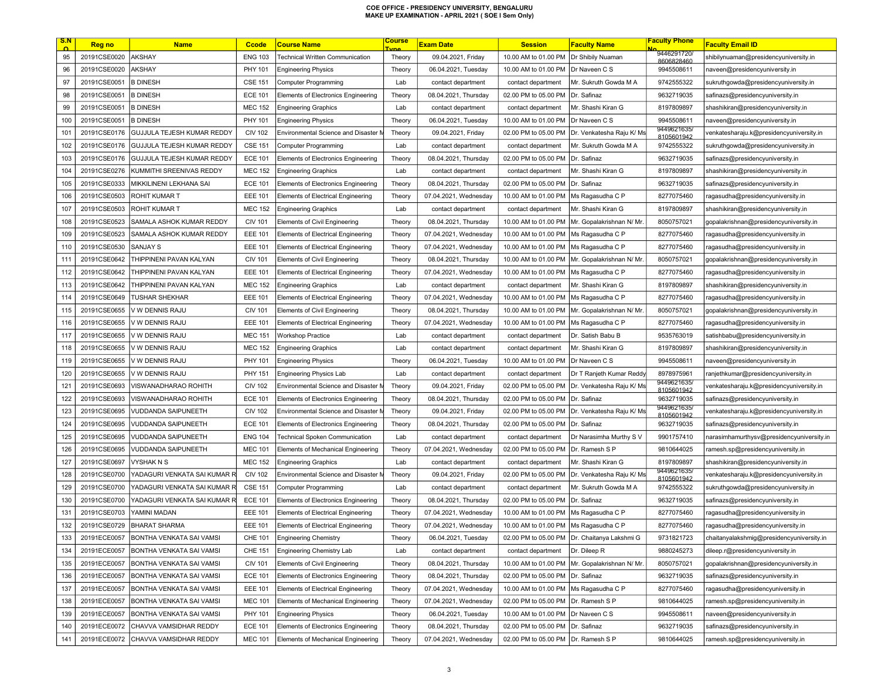# COE OFFICE - PRESIDENCY UNIVERSITY, BENGALURU
## MAKE UP EXAMINATION - APRIL 2021 ( SOE I Sem Only)

| S.No | Reg no | Name | Ccode | Course Name | Course Type | Exam Date | Session | Faculty Name | Faculty Phone No | Faculty Email ID |
|---|---|---|---|---|---|---|---|---|---|---|
| 95 | 20191CSE0020 | AKSHAY | ENG 103 | Technical Written Communication | Theory | 09.04.2021, Friday | 10.00 AM to 01.00 PM | Dr Shibily Nuaman | 9446291720/ 8606828460 | shibilynuaman@presidencyuniversity.in |
| 96 | 20191CSE0020 | AKSHAY | PHY 101 | Engineering Physics | Theory | 06.04.2021, Tuesday | 10.00 AM to 01.00 PM | Dr Naveen C S | 9945508611 | naveen@presidencyuniversity.in |
| 97 | 20191CSE0051 | B DINESH | CSE 151 | Computer Programming | Lab | contact department | contact department | Mr. Sukruth Gowda M A | 9742555322 | sukruthgowda@presidencyuniversity.in |
| 98 | 20191CSE0051 | B DINESH | ECE 101 | Elements of Electronics Engineering | Theory | 08.04.2021, Thursday | 02.00 PM to 05.00 PM | Dr. Safinaz | 9632719035 | safinazs@presidencyuniversity.in |
| 99 | 20191CSE0051 | B DINESH | MEC 152 | Engineering Graphics | Lab | contact department | contact department | Mr. Shashi Kiran G | 8197809897 | shashikiran@presidencyuniversity.in |
| 100 | 20191CSE0051 | B DINESH | PHY 101 | Engineering Physics | Theory | 06.04.2021, Tuesday | 10.00 AM to 01.00 PM | Dr Naveen C S | 9945508611 | naveen@presidencyuniversity.in |
| 101 | 20191CSE0176 | GUJJULA TEJESH KUMAR REDDY | CIV 102 | Environmental Science and Disaster M | Theory | 09.04.2021, Friday | 02.00 PM to 05.00 PM | Dr. Venkatesha Raju K/ Ms | 9449621635/ 8105601942 | venkatesharaju.k@presidencyuniversity.in |
| 102 | 20191CSE0176 | GUJJULA TEJESH KUMAR REDDY | CSE 151 | Computer Programming | Lab | contact department | contact department | Mr. Sukruth Gowda M A | 9742555322 | sukruthgowda@presidencyuniversity.in |
| 103 | 20191CSE0176 | GUJJULA TEJESH KUMAR REDDY | ECE 101 | Elements of Electronics Engineering | Theory | 08.04.2021, Thursday | 02.00 PM to 05.00 PM | Dr. Safinaz | 9632719035 | safinazs@presidencyuniversity.in |
| 104 | 20191CSE0276 | KUMMITHI SREENIVAS REDDY | MEC 152 | Engineering Graphics | Lab | contact department | contact department | Mr. Shashi Kiran G | 8197809897 | shashikiran@presidencyuniversity.in |
| 105 | 20191CSE0333 | MIKKILINENI LEKHANA SAI | ECE 101 | Elements of Electronics Engineering | Theory | 08.04.2021, Thursday | 02.00 PM to 05.00 PM | Dr. Safinaz | 9632719035 | safinazs@presidencyuniversity.in |
| 106 | 20191CSE0503 | ROHIT KUMAR T | EEE 101 | Elements of Electrical Engineering | Theory | 07.04.2021, Wednesday | 10.00 AM to 01.00 PM | Ms Ragasudha C P | 8277075460 | ragasudha@presidencyuniversity.in |
| 107 | 20191CSE0503 | ROHIT KUMAR T | MEC 152 | Engineering Graphics | Lab | contact department | contact department | Mr. Shashi Kiran G | 8197809897 | shashikiran@presidencyuniversity.in |
| 108 | 20191CSE0523 | SAMALA ASHOK KUMAR REDDY | CIV 101 | Elements of Civil Engineering | Theory | 08.04.2021, Thursday | 10.00 AM to 01.00 PM | Mr. Gopalakrishnan N/ Mr. | 8050757021 | gopalakrishnan@presidencyuniversity.in |
| 109 | 20191CSE0523 | SAMALA ASHOK KUMAR REDDY | EEE 101 | Elements of Electrical Engineering | Theory | 07.04.2021, Wednesday | 10.00 AM to 01.00 PM | Ms Ragasudha C P | 8277075460 | ragasudha@presidencyuniversity.in |
| 110 | 20191CSE0530 | SANJAY S | EEE 101 | Elements of Electrical Engineering | Theory | 07.04.2021, Wednesday | 10.00 AM to 01.00 PM | Ms Ragasudha C P | 8277075460 | ragasudha@presidencyuniversity.in |
| 111 | 20191CSE0642 | THIPPINENI PAVAN KALYAN | CIV 101 | Elements of Civil Engineering | Theory | 08.04.2021, Thursday | 10.00 AM to 01.00 PM | Mr. Gopalakrishnan N/ Mr. | 8050757021 | gopalakrishnan@presidencyuniversity.in |
| 112 | 20191CSE0642 | THIPPINENI PAVAN KALYAN | EEE 101 | Elements of Electrical Engineering | Theory | 07.04.2021, Wednesday | 10.00 AM to 01.00 PM | Ms Ragasudha C P | 8277075460 | ragasudha@presidencyuniversity.in |
| 113 | 20191CSE0642 | THIPPINENI PAVAN KALYAN | MEC 152 | Engineering Graphics | Lab | contact department | contact department | Mr. Shashi Kiran G | 8197809897 | shashikiran@presidencyuniversity.in |
| 114 | 20191CSE0649 | TUSHAR SHEKHAR | EEE 101 | Elements of Electrical Engineering | Theory | 07.04.2021, Wednesday | 10.00 AM to 01.00 PM | Ms Ragasudha C P | 8277075460 | ragasudha@presidencyuniversity.in |
| 115 | 20191CSE0655 | V W DENNIS RAJU | CIV 101 | Elements of Civil Engineering | Theory | 08.04.2021, Thursday | 10.00 AM to 01.00 PM | Mr. Gopalakrishnan N/ Mr. | 8050757021 | gopalakrishnan@presidencyuniversity.in |
| 116 | 20191CSE0655 | V W DENNIS RAJU | EEE 101 | Elements of Electrical Engineering | Theory | 07.04.2021, Wednesday | 10.00 AM to 01.00 PM | Ms Ragasudha C P | 8277075460 | ragasudha@presidencyuniversity.in |
| 117 | 20191CSE0655 | V W DENNIS RAJU | MEC 151 | Workshop Practice | Lab | contact department | contact department | Dr. Satish Babu B | 9535763019 | satishbabu@presidencyuniversity.in |
| 118 | 20191CSE0655 | V W DENNIS RAJU | MEC 152 | Engineering Graphics | Lab | contact department | contact department | Mr. Shashi Kiran G | 8197809897 | shashikiran@presidencyuniversity.in |
| 119 | 20191CSE0655 | V W DENNIS RAJU | PHY 101 | Engineering Physics | Theory | 06.04.2021, Tuesday | 10.00 AM to 01.00 PM | Dr Naveen C S | 9945508611 | naveen@presidencyuniversity.in |
| 120 | 20191CSE0655 | V W DENNIS RAJU | PHY 151 | Engineering Physics Lab | Lab | contact department | contact department | Dr T Ranjeth Kumar Reddy | 8978975961 | ranjethkumar@presidencyuniversity.in |
| 121 | 20191CSE0693 | VISWANADHARAO ROHITH | CIV 102 | Environmental Science and Disaster M | Theory | 09.04.2021, Friday | 02.00 PM to 05.00 PM | Dr. Venkatesha Raju K/ Ms | 9449621635/ 8105601942 | venkatesharaju.k@presidencyuniversity.in |
| 122 | 20191CSE0693 | VISWANADHARAO ROHITH | ECE 101 | Elements of Electronics Engineering | Theory | 08.04.2021, Thursday | 02.00 PM to 05.00 PM | Dr. Safinaz | 9632719035 | safinazs@presidencyuniversity.in |
| 123 | 20191CSE0695 | VUDDANDA SAIPUNEETH | CIV 102 | Environmental Science and Disaster M | Theory | 09.04.2021, Friday | 02.00 PM to 05.00 PM | Dr. Venkatesha Raju K/ Ms | 9449621635/ 8105601942 | venkatesharaju.k@presidencyuniversity.in |
| 124 | 20191CSE0695 | VUDDANDA SAIPUNEETH | ECE 101 | Elements of Electronics Engineering | Theory | 08.04.2021, Thursday | 02.00 PM to 05.00 PM | Dr. Safinaz | 9632719035 | safinazs@presidencyuniversity.in |
| 125 | 20191CSE0695 | VUDDANDA SAIPUNEETH | ENG 104 | Technical Spoken Communication | Lab | contact department | contact department | Dr Narasimha Murthy S V | 9901757410 | narasimhamurthysv@presidencyuniversity.in |
| 126 | 20191CSE0695 | VUDDANDA SAIPUNEETH | MEC 101 | Elements of Mechanical Engineering | Theory | 07.04.2021, Wednesday | 02.00 PM to 05.00 PM | Dr. Ramesh S P | 9810644025 | ramesh.sp@presidencyuniversity.in |
| 127 | 20191CSE0697 | VYSHAK N S | MEC 152 | Engineering Graphics | Lab | contact department | contact department | Mr. Shashi Kiran G | 8197809897 | shashikiran@presidencyuniversity.in |
| 128 | 20191CSE0700 | YADAGURI VENKATA SAI KUMAR R | CIV 102 | Environmental Science and Disaster M | Theory | 09.04.2021, Friday | 02.00 PM to 05.00 PM | Dr. Venkatesha Raju K/ Ms | 9449621635/ 8105601942 | venkatesharaju.k@presidencyuniversity.in |
| 129 | 20191CSE0700 | YADAGURI VENKATA SAI KUMAR R | CSE 151 | Computer Programming | Lab | contact department | contact department | Mr. Sukruth Gowda M A | 9742555322 | sukruthgowda@presidencyuniversity.in |
| 130 | 20191CSE0700 | YADAGURI VENKATA SAI KUMAR R | ECE 101 | Elements of Electronics Engineering | Theory | 08.04.2021, Thursday | 02.00 PM to 05.00 PM | Dr. Safinaz | 9632719035 | safinazs@presidencyuniversity.in |
| 131 | 20191CSE0703 | YAMINI MADAN | EEE 101 | Elements of Electrical Engineering | Theory | 07.04.2021, Wednesday | 10.00 AM to 01.00 PM | Ms Ragasudha C P | 8277075460 | ragasudha@presidencyuniversity.in |
| 132 | 20191CSE0729 | BHARAT SHARMA | EEE 101 | Elements of Electrical Engineering | Theory | 07.04.2021, Wednesday | 10.00 AM to 01.00 PM | Ms Ragasudha C P | 8277075460 | ragasudha@presidencyuniversity.in |
| 133 | 20191ECE0057 | BONTHA VENKATA SAI VAMSI | CHE 101 | Engineering Chemistry | Theory | 06.04.2021, Tuesday | 02.00 PM to 05.00 PM | Dr. Chaitanya Lakshmi G | 9731821723 | chaitanyalakshmig@presidencyuniversity.in |
| 134 | 20191ECE0057 | BONTHA VENKATA SAI VAMSI | CHE 151 | Engineering Chemistry Lab | Lab | contact department | contact department | Dr. Dileep R | 9880245273 | dileep.r@presidencyuniversity.in |
| 135 | 20191ECE0057 | BONTHA VENKATA SAI VAMSI | CIV 101 | Elements of Civil Engineering | Theory | 08.04.2021, Thursday | 10.00 AM to 01.00 PM | Mr. Gopalakrishnan N/ Mr. | 8050757021 | gopalakrishnan@presidencyuniversity.in |
| 136 | 20191ECE0057 | BONTHA VENKATA SAI VAMSI | ECE 101 | Elements of Electronics Engineering | Theory | 08.04.2021, Thursday | 02.00 PM to 05.00 PM | Dr. Safinaz | 9632719035 | safinazs@presidencyuniversity.in |
| 137 | 20191ECE0057 | BONTHA VENKATA SAI VAMSI | EEE 101 | Elements of Electrical Engineering | Theory | 07.04.2021, Wednesday | 10.00 AM to 01.00 PM | Ms Ragasudha C P | 8277075460 | ragasudha@presidencyuniversity.in |
| 138 | 20191ECE0057 | BONTHA VENKATA SAI VAMSI | MEC 101 | Elements of Mechanical Engineering | Theory | 07.04.2021, Wednesday | 02.00 PM to 05.00 PM | Dr. Ramesh S P | 9810644025 | ramesh.sp@presidencyuniversity.in |
| 139 | 20191ECE0057 | BONTHA VENKATA SAI VAMSI | PHY 101 | Engineering Physics | Theory | 06.04.2021, Tuesday | 10.00 AM to 01.00 PM | Dr Naveen C S | 9945508611 | naveen@presidencyuniversity.in |
| 140 | 20191ECE0072 | CHAVVA VAMSIDHAR REDDY | ECE 101 | Elements of Electronics Engineering | Theory | 08.04.2021, Thursday | 02.00 PM to 05.00 PM | Dr. Safinaz | 9632719035 | safinazs@presidencyuniversity.in |
| 141 | 20191ECE0072 | CHAVVA VAMSIDHAR REDDY | MEC 101 | Elements of Mechanical Engineering | Theory | 07.04.2021, Wednesday | 02.00 PM to 05.00 PM | Dr. Ramesh S P | 9810644025 | ramesh.sp@presidencyuniversity.in |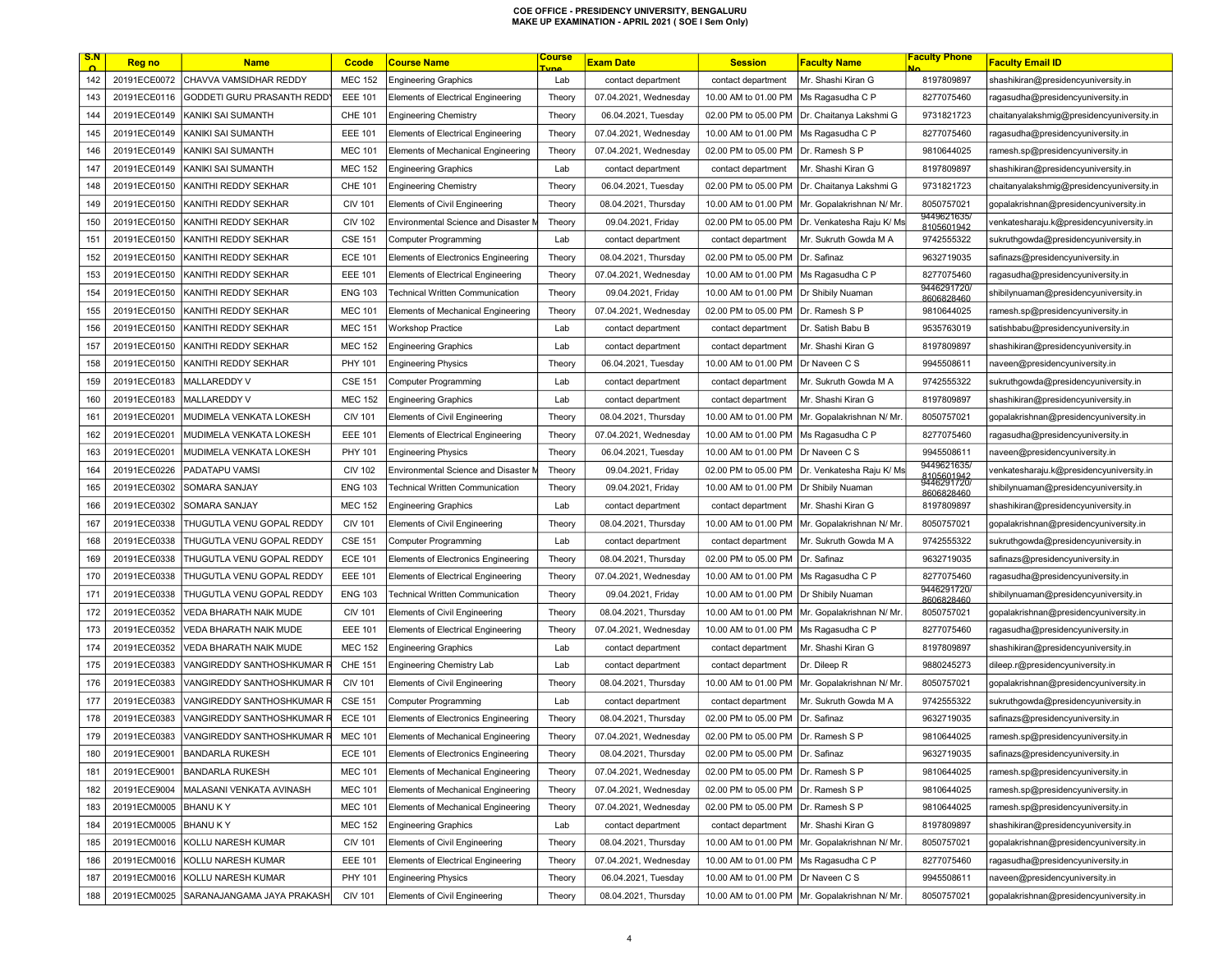**COE OFFICE - PRESIDENCY UNIVERSITY, BENGALURU**
**MAKE UP EXAMINATION - APRIL 2021 ( SOE I Sem Only)**

| S.NO | Reg no | Name | Ccode | Course Name | Course Type | Exam Date | Session | Faculty Name | Faculty Phone No | Faculty Email ID |
|---|---|---|---|---|---|---|---|---|---|---|
| 142 | 20191ECE0072 | CHAVVA VAMSIDHAR REDDY | MEC 152 | Engineering Graphics | Lab | contact department | contact department | Mr. Shashi Kiran G | 8197809897 | shashikiran@presidencyuniversity.in |
| 143 | 20191ECE0116 | GODDETI GURU PRASANTH REDDY | EEE 101 | Elements of Electrical Engineering | Theory | 07.04.2021, Wednesday | 10.00 AM to 01.00 PM | Ms Ragasudha C P | 8277075460 | ragasudha@presidencyuniversity.in |
| 144 | 20191ECE0149 | KANIKI SAI SUMANTH | CHE 101 | Engineering Chemistry | Theory | 06.04.2021, Tuesday | 02.00 PM to 05.00 PM | Dr. Chaitanya Lakshmi G | 9731821723 | chaitanyalakshmig@presidencyuniversity.in |
| 145 | 20191ECE0149 | KANIKI SAI SUMANTH | EEE 101 | Elements of Electrical Engineering | Theory | 07.04.2021, Wednesday | 10.00 AM to 01.00 PM | Ms Ragasudha C P | 8277075460 | ragasudha@presidencyuniversity.in |
| 146 | 20191ECE0149 | KANIKI SAI SUMANTH | MEC 101 | Elements of Mechanical Engineering | Theory | 07.04.2021, Wednesday | 02.00 PM to 05.00 PM | Dr. Ramesh S P | 9810644025 | ramesh.sp@presidencyuniversity.in |
| 147 | 20191ECE0149 | KANIKI SAI SUMANTH | MEC 152 | Engineering Graphics | Lab | contact department | contact department | Mr. Shashi Kiran G | 8197809897 | shashikiran@presidencyuniversity.in |
| 148 | 20191ECE0150 | KANITHI REDDY SEKHAR | CHE 101 | Engineering Chemistry | Theory | 06.04.2021, Tuesday | 02.00 PM to 05.00 PM | Dr. Chaitanya Lakshmi G | 9731821723 | chaitanyalakshmig@presidencyuniversity.in |
| 149 | 20191ECE0150 | KANITHI REDDY SEKHAR | CIV 101 | Elements of Civil Engineering | Theory | 08.04.2021, Thursday | 10.00 AM to 01.00 PM | Mr. Gopalakrishnan N/ Mr. | 8050757021 | gopalakrishnan@presidencyuniversity.in |
| 150 | 20191ECE0150 | KANITHI REDDY SEKHAR | CIV 102 | Environmental Science and Disaster M | Theory | 09.04.2021, Friday | 02.00 PM to 05.00 PM | Dr. Venkatesha Raju K/ Ms | 9449621635/ 8105601942 | venkatesharaju.k@presidencyuniversity.in |
| 151 | 20191ECE0150 | KANITHI REDDY SEKHAR | CSE 151 | Computer Programming | Lab | contact department | contact department | Mr. Sukruth Gowda M A | 9742555322 | sukruthgowda@presidencyuniversity.in |
| 152 | 20191ECE0150 | KANITHI REDDY SEKHAR | ECE 101 | Elements of Electronics Engineering | Theory | 08.04.2021, Thursday | 02.00 PM to 05.00 PM | Dr. Safinaz | 9632719035 | safinazs@presidencyuniversity.in |
| 153 | 20191ECE0150 | KANITHI REDDY SEKHAR | EEE 101 | Elements of Electrical Engineering | Theory | 07.04.2021, Wednesday | 10.00 AM to 01.00 PM | Ms Ragasudha C P | 8277075460 | ragasudha@presidencyuniversity.in |
| 154 | 20191ECE0150 | KANITHI REDDY SEKHAR | ENG 103 | Technical Written Communication | Theory | 09.04.2021, Friday | 10.00 AM to 01.00 PM | Dr Shibily Nuaman | 9446291720/ 8606828460 | shibilynuaman@presidencyuniversity.in |
| 155 | 20191ECE0150 | KANITHI REDDY SEKHAR | MEC 101 | Elements of Mechanical Engineering | Theory | 07.04.2021, Wednesday | 02.00 PM to 05.00 PM | Dr. Ramesh S P | 9810644025 | ramesh.sp@presidencyuniversity.in |
| 156 | 20191ECE0150 | KANITHI REDDY SEKHAR | MEC 151 | Workshop Practice | Lab | contact department | contact department | Dr. Satish Babu B | 9535763019 | satishbabu@presidencyuniversity.in |
| 157 | 20191ECE0150 | KANITHI REDDY SEKHAR | MEC 152 | Engineering Graphics | Lab | contact department | contact department | Mr. Shashi Kiran G | 8197809897 | shashikiran@presidencyuniversity.in |
| 158 | 20191ECE0150 | KANITHI REDDY SEKHAR | PHY 101 | Engineering Physics | Theory | 06.04.2021, Tuesday | 10.00 AM to 01.00 PM | Dr Naveen C S | 9945508611 | naveen@presidencyuniversity.in |
| 159 | 20191ECE0183 | MALLAREDDY V | CSE 151 | Computer Programming | Lab | contact department | contact department | Mr. Sukruth Gowda M A | 9742555322 | sukruthgowda@presidencyuniversity.in |
| 160 | 20191ECE0183 | MALLAREDDY V | MEC 152 | Engineering Graphics | Lab | contact department | contact department | Mr. Shashi Kiran G | 8197809897 | shashikiran@presidencyuniversity.in |
| 161 | 20191ECE0201 | MUDIMELA VENKATA LOKESH | CIV 101 | Elements of Civil Engineering | Theory | 08.04.2021, Thursday | 10.00 AM to 01.00 PM | Mr. Gopalakrishnan N/ Mr. | 8050757021 | gopalakrishnan@presidencyuniversity.in |
| 162 | 20191ECE0201 | MUDIMELA VENKATA LOKESH | EEE 101 | Elements of Electrical Engineering | Theory | 07.04.2021, Wednesday | 10.00 AM to 01.00 PM | Ms Ragasudha C P | 8277075460 | ragasudha@presidencyuniversity.in |
| 163 | 20191ECE0201 | MUDIMELA VENKATA LOKESH | PHY 101 | Engineering Physics | Theory | 06.04.2021, Tuesday | 10.00 AM to 01.00 PM | Dr Naveen C S | 9945508611 | naveen@presidencyuniversity.in |
| 164 | 20191ECE0226 | PADATAPU VAMSI | CIV 102 | Environmental Science and Disaster M | Theory | 09.04.2021, Friday | 02.00 PM to 05.00 PM | Dr. Venkatesha Raju K/ Ms | 9449621635/ 8105601942 | venkatesharaju.k@presidencyuniversity.in |
| 165 | 20191ECE0302 | SOMARA SANJAY | ENG 103 | Technical Written Communication | Theory | 09.04.2021, Friday | 10.00 AM to 01.00 PM | Dr Shibily Nuaman | 9446291720/ 8606828460 | shibilynuaman@presidencyuniversity.in |
| 166 | 20191ECE0302 | SOMARA SANJAY | MEC 152 | Engineering Graphics | Lab | contact department | contact department | Mr. Shashi Kiran G | 8197809897 | shashikiran@presidencyuniversity.in |
| 167 | 20191ECE0338 | THUGUTLA VENU GOPAL REDDY | CIV 101 | Elements of Civil Engineering | Theory | 08.04.2021, Thursday | 10.00 AM to 01.00 PM | Mr. Gopalakrishnan N/ Mr. | 8050757021 | gopalakrishnan@presidencyuniversity.in |
| 168 | 20191ECE0338 | THUGUTLA VENU GOPAL REDDY | CSE 151 | Computer Programming | Lab | contact department | contact department | Mr. Sukruth Gowda M A | 9742555322 | sukruthgowda@presidencyuniversity.in |
| 169 | 20191ECE0338 | THUGUTLA VENU GOPAL REDDY | ECE 101 | Elements of Electronics Engineering | Theory | 08.04.2021, Thursday | 02.00 PM to 05.00 PM | Dr. Safinaz | 9632719035 | safinazs@presidencyuniversity.in |
| 170 | 20191ECE0338 | THUGUTLA VENU GOPAL REDDY | EEE 101 | Elements of Electrical Engineering | Theory | 07.04.2021, Wednesday | 10.00 AM to 01.00 PM | Ms Ragasudha C P | 8277075460 | ragasudha@presidencyuniversity.in |
| 171 | 20191ECE0338 | THUGUTLA VENU GOPAL REDDY | ENG 103 | Technical Written Communication | Theory | 09.04.2021, Friday | 10.00 AM to 01.00 PM | Dr Shibily Nuaman | 9446291720/ 8606828460 | shibilynuaman@presidencyuniversity.in |
| 172 | 20191ECE0352 | VEDA BHARATH NAIK MUDE | CIV 101 | Elements of Civil Engineering | Theory | 08.04.2021, Thursday | 10.00 AM to 01.00 PM | Mr. Gopalakrishnan N/ Mr. | 8050757021 | gopalakrishnan@presidencyuniversity.in |
| 173 | 20191ECE0352 | VEDA BHARATH NAIK MUDE | EEE 101 | Elements of Electrical Engineering | Theory | 07.04.2021, Wednesday | 10.00 AM to 01.00 PM | Ms Ragasudha C P | 8277075460 | ragasudha@presidencyuniversity.in |
| 174 | 20191ECE0352 | VEDA BHARATH NAIK MUDE | MEC 152 | Engineering Graphics | Lab | contact department | contact department | Mr. Shashi Kiran G | 8197809897 | shashikiran@presidencyuniversity.in |
| 175 | 20191ECE0383 | VANGIREDDY SANTHOSHKUMAR R | CHE 151 | Engineering Chemistry Lab | Lab | contact department | contact department | Dr. Dileep R | 9880245273 | dileep.r@presidencyuniversity.in |
| 176 | 20191ECE0383 | VANGIREDDY SANTHOSHKUMAR R | CIV 101 | Elements of Civil Engineering | Theory | 08.04.2021, Thursday | 10.00 AM to 01.00 PM | Mr. Gopalakrishnan N/ Mr. | 8050757021 | gopalakrishnan@presidencyuniversity.in |
| 177 | 20191ECE0383 | VANGIREDDY SANTHOSHKUMAR R | CSE 151 | Computer Programming | Lab | contact department | contact department | Mr. Sukruth Gowda M A | 9742555322 | sukruthgowda@presidencyuniversity.in |
| 178 | 20191ECE0383 | VANGIREDDY SANTHOSHKUMAR R | ECE 101 | Elements of Electronics Engineering | Theory | 08.04.2021, Thursday | 02.00 PM to 05.00 PM | Dr. Safinaz | 9632719035 | safinazs@presidencyuniversity.in |
| 179 | 20191ECE0383 | VANGIREDDY SANTHOSHKUMAR R | MEC 101 | Elements of Mechanical Engineering | Theory | 07.04.2021, Wednesday | 02.00 PM to 05.00 PM | Dr. Ramesh S P | 9810644025 | ramesh.sp@presidencyuniversity.in |
| 180 | 20191ECE9001 | BANDARLA RUKESH | ECE 101 | Elements of Electronics Engineering | Theory | 08.04.2021, Thursday | 02.00 PM to 05.00 PM | Dr. Safinaz | 9632719035 | safinazs@presidencyuniversity.in |
| 181 | 20191ECE9001 | BANDARLA RUKESH | MEC 101 | Elements of Mechanical Engineering | Theory | 07.04.2021, Wednesday | 02.00 PM to 05.00 PM | Dr. Ramesh S P | 9810644025 | ramesh.sp@presidencyuniversity.in |
| 182 | 20191ECE9004 | MALASANI VENKATA AVINASH | MEC 101 | Elements of Mechanical Engineering | Theory | 07.04.2021, Wednesday | 02.00 PM to 05.00 PM | Dr. Ramesh S P | 9810644025 | ramesh.sp@presidencyuniversity.in |
| 183 | 20191ECM0005 | BHANU K Y | MEC 101 | Elements of Mechanical Engineering | Theory | 07.04.2021, Wednesday | 02.00 PM to 05.00 PM | Dr. Ramesh S P | 9810644025 | ramesh.sp@presidencyuniversity.in |
| 184 | 20191ECM0005 | BHANU K Y | MEC 152 | Engineering Graphics | Lab | contact department | contact department | Mr. Shashi Kiran G | 8197809897 | shashikiran@presidencyuniversity.in |
| 185 | 20191ECM0016 | KOLLU NARESH KUMAR | CIV 101 | Elements of Civil Engineering | Theory | 08.04.2021, Thursday | 10.00 AM to 01.00 PM | Mr. Gopalakrishnan N/ Mr. | 8050757021 | gopalakrishnan@presidencyuniversity.in |
| 186 | 20191ECM0016 | KOLLU NARESH KUMAR | EEE 101 | Elements of Electrical Engineering | Theory | 07.04.2021, Wednesday | 10.00 AM to 01.00 PM | Ms Ragasudha C P | 8277075460 | ragasudha@presidencyuniversity.in |
| 187 | 20191ECM0016 | KOLLU NARESH KUMAR | PHY 101 | Engineering Physics | Theory | 06.04.2021, Tuesday | 10.00 AM to 01.00 PM | Dr Naveen C S | 9945508611 | naveen@presidencyuniversity.in |
| 188 | 20191ECM0025 | SARANAJANGAMA JAYA PRAKASH | CIV 101 | Elements of Civil Engineering | Theory | 08.04.2021, Thursday | 10.00 AM to 01.00 PM | Mr. Gopalakrishnan N/ Mr. | 8050757021 | gopalakrishnan@presidencyuniversity.in |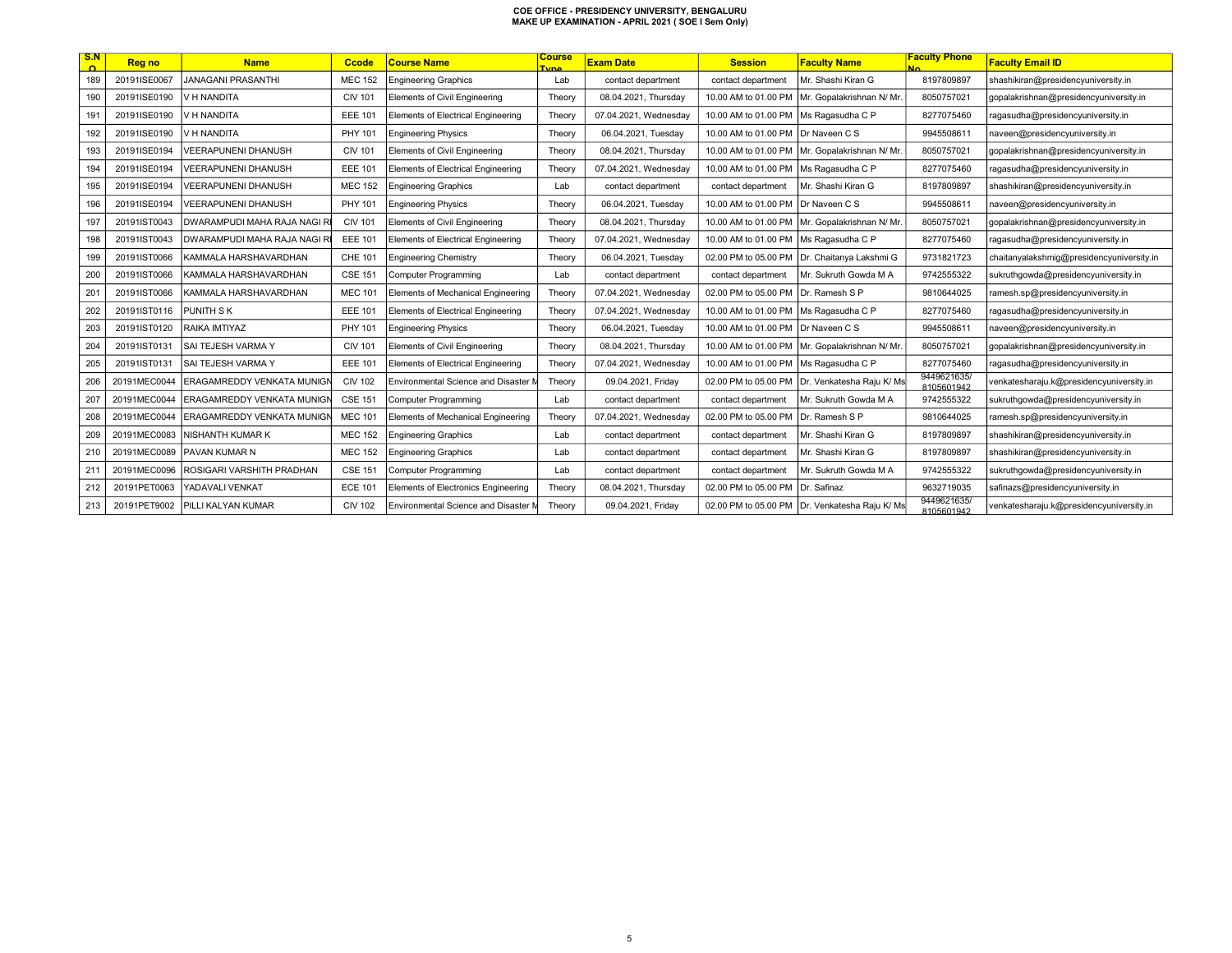**COE OFFICE - PRESIDENCY UNIVERSITY, BENGALURU**
**MAKE UP EXAMINATION - APRIL 2021 ( SOE I Sem Only)**

| S.NO | Reg no | Name | Ccode | Course Name | Course Type | Exam Date | Session | Faculty Name | Faculty Phone No | Faculty Email ID |
|---|---|---|---|---|---|---|---|---|---|---|
| 189 | 20191ISE0067 | JANAGANI PRASANTHI | MEC 152 | Engineering Graphics | Lab | contact department | contact department | Mr. Shashi Kiran G | 8197809897 | shashikiran@presidencyuniversity.in |
| 190 | 20191ISE0190 | V H NANDITA | CIV 101 | Elements of Civil Engineering | Theory | 08.04.2021, Thursday | 10.00 AM to 01.00 PM | Mr. Gopalakrishnan N/ Mr. | 8050757021 | gopalakrishnan@presidencyuniversity.in |
| 191 | 20191ISE0190 | V H NANDITA | EEE 101 | Elements of Electrical Engineering | Theory | 07.04.2021, Wednesday | 10.00 AM to 01.00 PM | Ms Ragasudha C P | 8277075460 | ragasudha@presidencyuniversity.in |
| 192 | 20191ISE0190 | V H NANDITA | PHY 101 | Engineering Physics | Theory | 06.04.2021, Tuesday | 10.00 AM to 01.00 PM | Dr Naveen C S | 9945508611 | naveen@presidencyuniversity.in |
| 193 | 20191ISE0194 | VEERAPUNENI DHANUSH | CIV 101 | Elements of Civil Engineering | Theory | 08.04.2021, Thursday | 10.00 AM to 01.00 PM | Mr. Gopalakrishnan N/ Mr. | 8050757021 | gopalakrishnan@presidencyuniversity.in |
| 194 | 20191ISE0194 | VEERAPUNENI DHANUSH | EEE 101 | Elements of Electrical Engineering | Theory | 07.04.2021, Wednesday | 10.00 AM to 01.00 PM | Ms Ragasudha C P | 8277075460 | ragasudha@presidencyuniversity.in |
| 195 | 20191ISE0194 | VEERAPUNENI DHANUSH | MEC 152 | Engineering Graphics | Lab | contact department | contact department | Mr. Shashi Kiran G | 8197809897 | shashikiran@presidencyuniversity.in |
| 196 | 20191ISE0194 | VEERAPUNENI DHANUSH | PHY 101 | Engineering Physics | Theory | 06.04.2021, Tuesday | 10.00 AM to 01.00 PM | Dr Naveen C S | 9945508611 | naveen@presidencyuniversity.in |
| 197 | 20191IST0043 | DWARAMPUDI MAHA RAJA NAGI R | CIV 101 | Elements of Civil Engineering | Theory | 08.04.2021, Thursday | 10.00 AM to 01.00 PM | Mr. Gopalakrishnan N/ Mr. | 8050757021 | gopalakrishnan@presidencyuniversity.in |
| 198 | 20191IST0043 | DWARAMPUDI MAHA RAJA NAGI R | EEE 101 | Elements of Electrical Engineering | Theory | 07.04.2021, Wednesday | 10.00 AM to 01.00 PM | Ms Ragasudha C P | 8277075460 | ragasudha@presidencyuniversity.in |
| 199 | 20191IST0066 | KAMMALA HARSHAVARDHAN | CHE 101 | Engineering Chemistry | Theory | 06.04.2021, Tuesday | 02.00 PM to 05.00 PM | Dr. Chaitanya Lakshmi G | 9731821723 | chaitanyalakshmig@presidencyuniversity.in |
| 200 | 20191IST0066 | KAMMALA HARSHAVARDHAN | CSE 151 | Computer Programming | Lab | contact department | contact department | Mr. Sukruth Gowda M A | 9742555322 | sukruthgowda@presidencyuniversity.in |
| 201 | 20191IST0066 | KAMMALA HARSHAVARDHAN | MEC 101 | Elements of Mechanical Engineering | Theory | 07.04.2021, Wednesday | 02.00 PM to 05.00 PM | Dr. Ramesh S P | 9810644025 | ramesh.sp@presidencyuniversity.in |
| 202 | 20191IST0116 | PUNITH S K | EEE 101 | Elements of Electrical Engineering | Theory | 07.04.2021, Wednesday | 10.00 AM to 01.00 PM | Ms Ragasudha C P | 8277075460 | ragasudha@presidencyuniversity.in |
| 203 | 20191IST0120 | RAIKA IMTIYAZ | PHY 101 | Engineering Physics | Theory | 06.04.2021, Tuesday | 10.00 AM to 01.00 PM | Dr Naveen C S | 9945508611 | naveen@presidencyuniversity.in |
| 204 | 20191IST0131 | SAI TEJESH VARMA Y | CIV 101 | Elements of Civil Engineering | Theory | 08.04.2021, Thursday | 10.00 AM to 01.00 PM | Mr. Gopalakrishnan N/ Mr. | 8050757021 | gopalakrishnan@presidencyuniversity.in |
| 205 | 20191IST0131 | SAI TEJESH VARMA Y | EEE 101 | Elements of Electrical Engineering | Theory | 07.04.2021, Wednesday | 10.00 AM to 01.00 PM | Ms Ragasudha C P | 8277075460 | ragasudha@presidencyuniversity.in |
| 206 | 20191MEC0044 | ERAGAMREDDY VENKATA MUNIGN | CIV 102 | Environmental Science and Disaster M | Theory | 09.04.2021, Friday | 02.00 PM to 05.00 PM | Dr. Venkatesha Raju K/ Ms | 9449621635/ 8105601942 | venkatesharaju.k@presidencyuniversity.in |
| 207 | 20191MEC0044 | ERAGAMREDDY VENKATA MUNIGN | CSE 151 | Computer Programming | Lab | contact department | contact department | Mr. Sukruth Gowda M A | 9742555322 | sukruthgowda@presidencyuniversity.in |
| 208 | 20191MEC0044 | ERAGAMREDDY VENKATA MUNIGN | MEC 101 | Elements of Mechanical Engineering | Theory | 07.04.2021, Wednesday | 02.00 PM to 05.00 PM | Dr. Ramesh S P | 9810644025 | ramesh.sp@presidencyuniversity.in |
| 209 | 20191MEC0083 | NISHANTH KUMAR K | MEC 152 | Engineering Graphics | Lab | contact department | contact department | Mr. Shashi Kiran G | 8197809897 | shashikiran@presidencyuniversity.in |
| 210 | 20191MEC0089 | PAVAN KUMAR N | MEC 152 | Engineering Graphics | Lab | contact department | contact department | Mr. Shashi Kiran G | 8197809897 | shashikiran@presidencyuniversity.in |
| 211 | 20191MEC0096 | ROSIGARI VARSHITH PRADHAN | CSE 151 | Computer Programming | Lab | contact department | contact department | Mr. Sukruth Gowda M A | 9742555322 | sukruthgowda@presidencyuniversity.in |
| 212 | 20191PET0063 | YADAVALI VENKAT | ECE 101 | Elements of Electronics Engineering | Theory | 08.04.2021, Thursday | 02.00 PM to 05.00 PM | Dr. Safinaz | 9632719035 | safinazs@presidencyuniversity.in |
| 213 | 20191PET9002 | PILLI KALYAN KUMAR | CIV 102 | Environmental Science and Disaster M | Theory | 09.04.2021, Friday | 02.00 PM to 05.00 PM | Dr. Venkatesha Raju K/ Ms | 9449621635/ 8105601942 | venkatesharaju.k@presidencyuniversity.in |